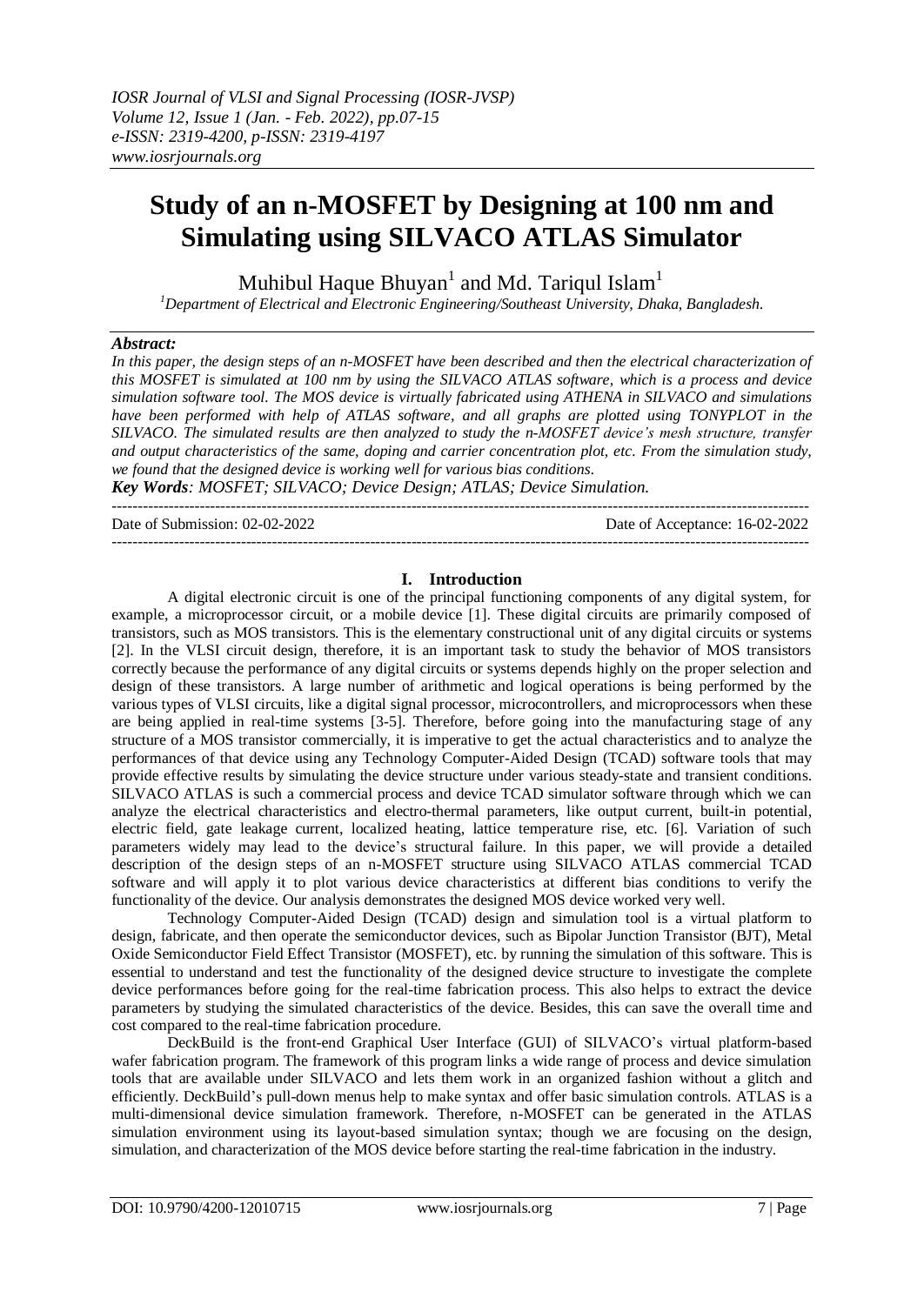# Study of an n-MOSFET by Designing at 100 nm and Simulating using SILVACO ATLAS Simulator

Muhibul Haque Bhuyan[1] and Md. Tariqul Islam[1]

[1]Department of Electrical and Electronic Engineering/Southeast University, Dhaka, Bangladesh.

***Abstract:***

*In this paper, the design steps of an n-MOSFET have been described and then the electrical characterization of this MOSFET is simulated at 100 nm by using the SILVACO ATLAS software, which is a process and device simulation software tool. The MOS device is virtually fabricated using ATHENA in SILVACO and simulations have been performed with help of ATLAS software, and all graphs are plotted using TONYPLOT in the SILVACO. The simulated results are then analyzed to study the n-MOSFET device's mesh structure, transfer and output characteristics of the same, doping and carrier concentration plot, etc. From the simulation study, we found that the designed device is working well for various bias conditions.*

***Key Words**: MOSFET; SILVACO; Device Design; ATLAS; Device Simulation.*

---

Date of Submission: 02-02-2022 | Date of Acceptance: 16-02-2022

---

## I. Introduction

A digital electronic circuit is one of the principal functioning components of any digital system, for example, a microprocessor circuit, or a mobile device [1]. These digital circuits are primarily composed of transistors, such as MOS transistors. This is the elementary constructional unit of any digital circuits or systems [2]. In the VLSI circuit design, therefore, it is an important task to study the behavior of MOS transistors correctly because the performance of any digital circuits or systems depends highly on the proper selection and design of these transistors. A large number of arithmetic and logical operations is being performed by the various types of VLSI circuits, like a digital signal processor, microcontrollers, and microprocessors when these are being applied in real-time systems [3-5]. Therefore, before going into the manufacturing stage of any structure of a MOS transistor commercially, it is imperative to get the actual characteristics and to analyze the performances of that device using any Technology Computer-Aided Design (TCAD) software tools that may provide effective results by simulating the device structure under various steady-state and transient conditions. SILVACO ATLAS is such a commercial process and device TCAD simulator software through which we can analyze the electrical characteristics and electro-thermal parameters, like output current, built-in potential, electric field, gate leakage current, localized heating, lattice temperature rise, etc. [6]. Variation of such parameters widely may lead to the device's structural failure. In this paper, we will provide a detailed description of the design steps of an n-MOSFET structure using SILVACO ATLAS commercial TCAD software and will apply it to plot various device characteristics at different bias conditions to verify the functionality of the device. Our analysis demonstrates the designed MOS device worked very well.

Technology Computer-Aided Design (TCAD) design and simulation tool is a virtual platform to design, fabricate, and then operate the semiconductor devices, such as Bipolar Junction Transistor (BJT), Metal Oxide Semiconductor Field Effect Transistor (MOSFET), etc. by running the simulation of this software. This is essential to understand and test the functionality of the designed device structure to investigate the complete device performances before going for the real-time fabrication process. This also helps to extract the device parameters by studying the simulated characteristics of the device. Besides, this can save the overall time and cost compared to the real-time fabrication procedure.

DeckBuild is the front-end Graphical User Interface (GUI) of SILVACO's virtual platform-based wafer fabrication program. The framework of this program links a wide range of process and device simulation tools that are available under SILVACO and lets them work in an organized fashion without a glitch and efficiently. DeckBuild's pull-down menus help to make syntax and offer basic simulation controls. ATLAS is a multi-dimensional device simulation framework. Therefore, n-MOSFET can be generated in the ATLAS simulation environment using its layout-based simulation syntax; though we are focusing on the design, simulation, and characterization of the MOS device before starting the real-time fabrication in the industry.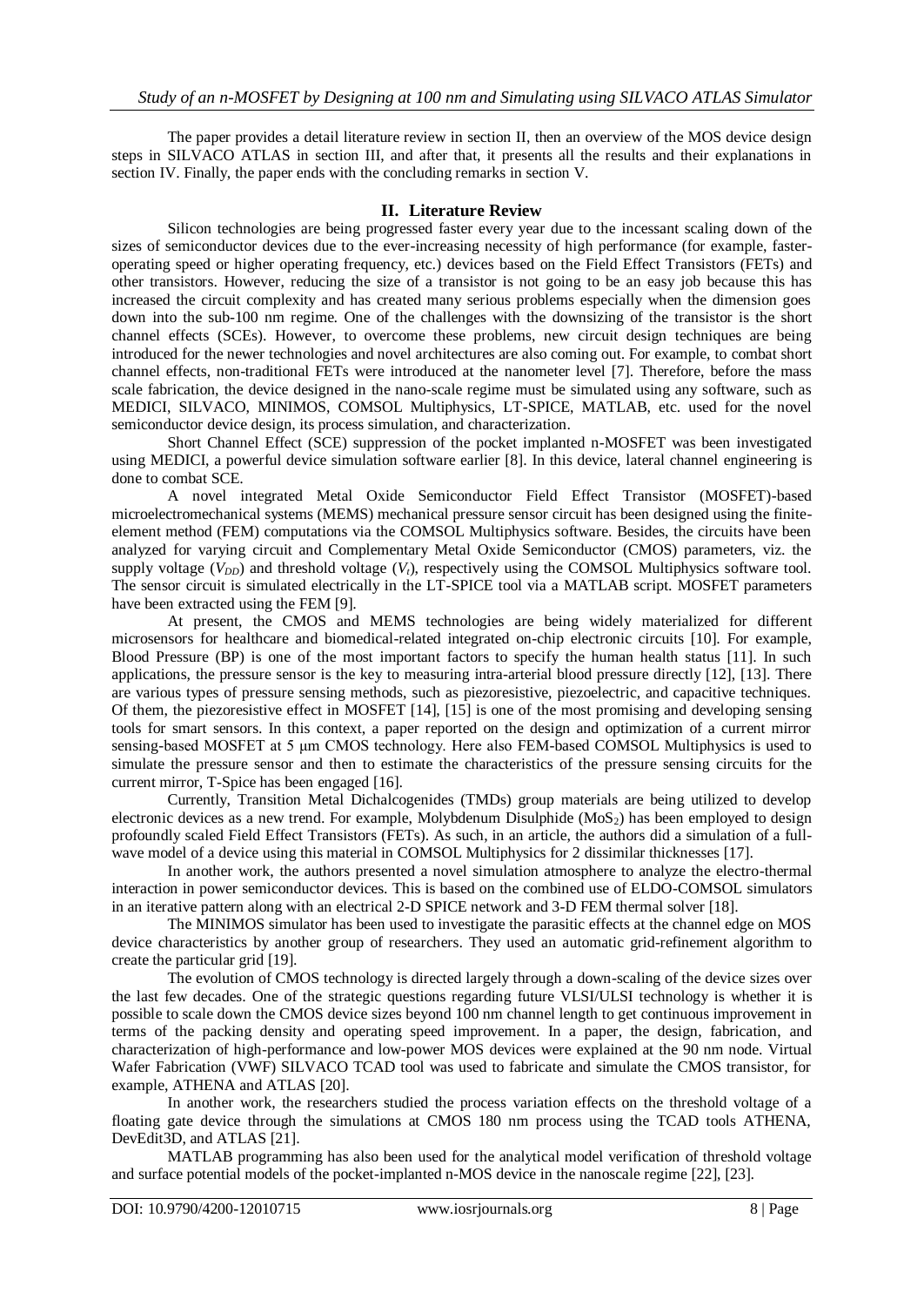The paper provides a detail literature review in section II, then an overview of the MOS device design steps in SILVACO ATLAS in section III, and after that, it presents all the results and their explanations in section IV. Finally, the paper ends with the concluding remarks in section V.

## II. Literature Review

Silicon technologies are being progressed faster every year due to the incessant scaling down of the sizes of semiconductor devices due to the ever-increasing necessity of high performance (for example, faster-operating speed or higher operating frequency, etc.) devices based on the Field Effect Transistors (FETs) and other transistors. However, reducing the size of a transistor is not going to be an easy job because this has increased the circuit complexity and has created many serious problems especially when the dimension goes down into the sub-100 nm regime. One of the challenges with the downsizing of the transistor is the short channel effects (SCEs). However, to overcome these problems, new circuit design techniques are being introduced for the newer technologies and novel architectures are also coming out. For example, to combat short channel effects, non-traditional FETs were introduced at the nanometer level [7]. Therefore, before the mass scale fabrication, the device designed in the nano-scale regime must be simulated using any software, such as MEDICI, SILVACO, MINIMOS, COMSOL Multiphysics, LT-SPICE, MATLAB, etc. used for the novel semiconductor device design, its process simulation, and characterization.

Short Channel Effect (SCE) suppression of the pocket implanted n-MOSFET was been investigated using MEDICI, a powerful device simulation software earlier [8]. In this device, lateral channel engineering is done to combat SCE.

A novel integrated Metal Oxide Semiconductor Field Effect Transistor (MOSFET)-based microelectromechanical systems (MEMS) mechanical pressure sensor circuit has been designed using the finite-element method (FEM) computations via the COMSOL Multiphysics software. Besides, the circuits have been analyzed for varying circuit and Complementary Metal Oxide Semiconductor (CMOS) parameters, viz. the supply voltage ($V_{DD}$) and threshold voltage ($V_t$), respectively using the COMSOL Multiphysics software tool. The sensor circuit is simulated electrically in the LT-SPICE tool via a MATLAB script. MOSFET parameters have been extracted using the FEM [9].

At present, the CMOS and MEMS technologies are being widely materialized for different microsensors for healthcare and biomedical-related integrated on-chip electronic circuits [10]. For example, Blood Pressure (BP) is one of the most important factors to specify the human health status [11]. In such applications, the pressure sensor is the key to measuring intra-arterial blood pressure directly [12], [13]. There are various types of pressure sensing methods, such as piezoresistive, piezoelectric, and capacitive techniques. Of them, the piezoresistive effect in MOSFET [14], [15] is one of the most promising and developing sensing tools for smart sensors. In this context, a paper reported on the design and optimization of a current mirror sensing-based MOSFET at 5 μm CMOS technology. Here also FEM-based COMSOL Multiphysics is used to simulate the pressure sensor and then to estimate the characteristics of the pressure sensing circuits for the current mirror, T-Spice has been engaged [16].

Currently, Transition Metal Dichalcogenides (TMDs) group materials are being utilized to develop electronic devices as a new trend. For example, Molybdenum Disulphide ($MoS_2$) has been employed to design profoundly scaled Field Effect Transistors (FETs). As such, in an article, the authors did a simulation of a full-wave model of a device using this material in COMSOL Multiphysics for 2 dissimilar thicknesses [17].

In another work, the authors presented a novel simulation atmosphere to analyze the electro-thermal interaction in power semiconductor devices. This is based on the combined use of ELDO-COMSOL simulators in an iterative pattern along with an electrical 2-D SPICE network and 3-D FEM thermal solver [18].

The MINIMOS simulator has been used to investigate the parasitic effects at the channel edge on MOS device characteristics by another group of researchers. They used an automatic grid-refinement algorithm to create the particular grid [19].

The evolution of CMOS technology is directed largely through a down-scaling of the device sizes over the last few decades. One of the strategic questions regarding future VLSI/ULSI technology is whether it is possible to scale down the CMOS device sizes beyond 100 nm channel length to get continuous improvement in terms of the packing density and operating speed improvement. In a paper, the design, fabrication, and characterization of high-performance and low-power MOS devices were explained at the 90 nm node. Virtual Wafer Fabrication (VWF) SILVACO TCAD tool was used to fabricate and simulate the CMOS transistor, for example, ATHENA and ATLAS [20].

In another work, the researchers studied the process variation effects on the threshold voltage of a floating gate device through the simulations at CMOS 180 nm process using the TCAD tools ATHENA, DevEdit3D, and ATLAS [21].

MATLAB programming has also been used for the analytical model verification of threshold voltage and surface potential models of the pocket-implanted n-MOS device in the nanoscale regime [22], [23].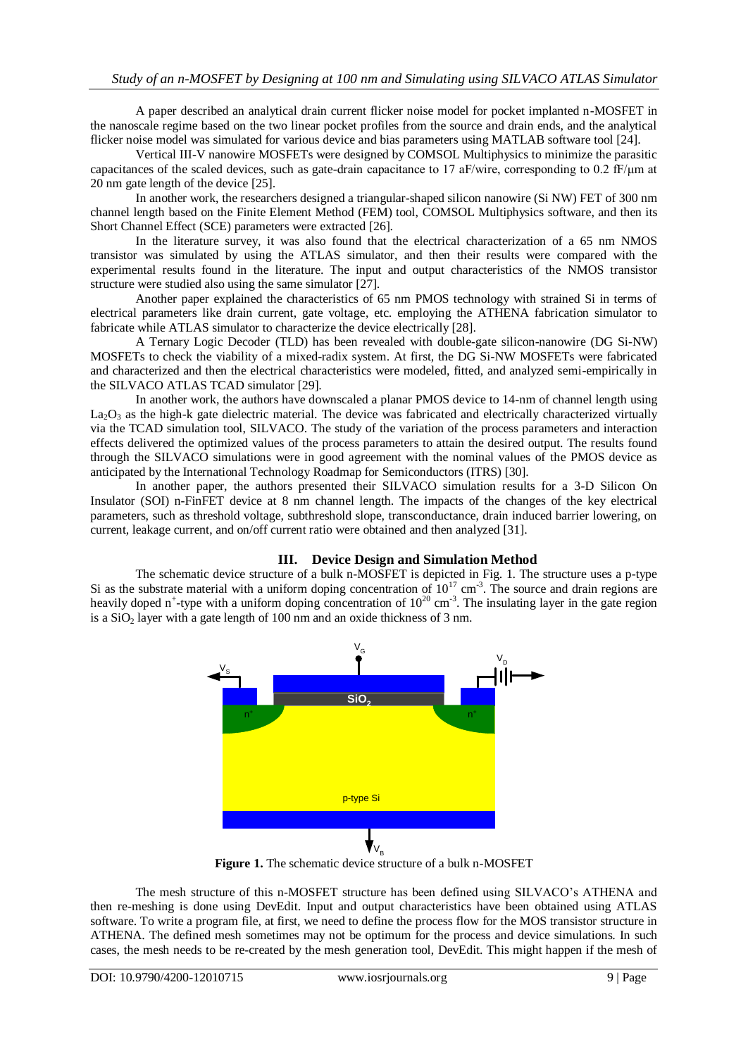A paper described an analytical drain current flicker noise model for pocket implanted n-MOSFET in the nanoscale regime based on the two linear pocket profiles from the source and drain ends, and the analytical flicker noise model was simulated for various device and bias parameters using MATLAB software tool [24].

Vertical III-V nanowire MOSFETs were designed by COMSOL Multiphysics to minimize the parasitic capacitances of the scaled devices, such as gate-drain capacitance to 17 aF/wire, corresponding to 0.2 fF/μm at 20 nm gate length of the device [25].

In another work, the researchers designed a triangular-shaped silicon nanowire (Si NW) FET of 300 nm channel length based on the Finite Element Method (FEM) tool, COMSOL Multiphysics software, and then its Short Channel Effect (SCE) parameters were extracted [26].

In the literature survey, it was also found that the electrical characterization of a 65 nm NMOS transistor was simulated by using the ATLAS simulator, and then their results were compared with the experimental results found in the literature. The input and output characteristics of the NMOS transistor structure were studied also using the same simulator [27].

Another paper explained the characteristics of 65 nm PMOS technology with strained Si in terms of electrical parameters like drain current, gate voltage, etc. employing the ATHENA fabrication simulator to fabricate while ATLAS simulator to characterize the device electrically [28].

A Ternary Logic Decoder (TLD) has been revealed with double-gate silicon-nanowire (DG Si-NW) MOSFETs to check the viability of a mixed-radix system. At first, the DG Si-NW MOSFETs were fabricated and characterized and then the electrical characteristics were modeled, fitted, and analyzed semi-empirically in the SILVACO ATLAS TCAD simulator [29].

In another work, the authors have downscaled a planar PMOS device to 14-nm of channel length using $La_2O_3$ as the high-k gate dielectric material. The device was fabricated and electrically characterized virtually via the TCAD simulation tool, SILVACO. The study of the variation of the process parameters and interaction effects delivered the optimized values of the process parameters to attain the desired output. The results found through the SILVACO simulations were in good agreement with the nominal values of the PMOS device as anticipated by the International Technology Roadmap for Semiconductors (ITRS) [30].

In another paper, the authors presented their SILVACO simulation results for a 3-D Silicon On Insulator (SOI) n-FinFET device at 8 nm channel length. The impacts of the changes of the key electrical parameters, such as threshold voltage, subthreshold slope, transconductance, drain induced barrier lowering, on current, leakage current, and on/off current ratio were obtained and then analyzed [31].

## III. Device Design and Simulation Method

The schematic device structure of a bulk n-MOSFET is depicted in Fig. 1. The structure uses a p-type Si as the substrate material with a uniform doping concentration of $10^{17}$ cm$^{-3}$. The source and drain regions are heavily doped $n^+$-type with a uniform doping concentration of $10^{20}$ cm$^{-3}$. The insulating layer in the gate region is a $SiO_2$ layer with a gate length of 100 nm and an oxide thickness of 3 nm.

**Figure 1.** The schematic device structure of a bulk n-MOSFET

The mesh structure of this n-MOSFET structure has been defined using SILVACO's ATHENA and then re-meshing is done using DevEdit. Input and output characteristics have been obtained using ATLAS software. To write a program file, at first, we need to define the process flow for the MOS transistor structure in ATHENA. The defined mesh sometimes may not be optimum for the process and device simulations. In such cases, the mesh needs to be re-created by the mesh generation tool, DevEdit. This might happen if the mesh of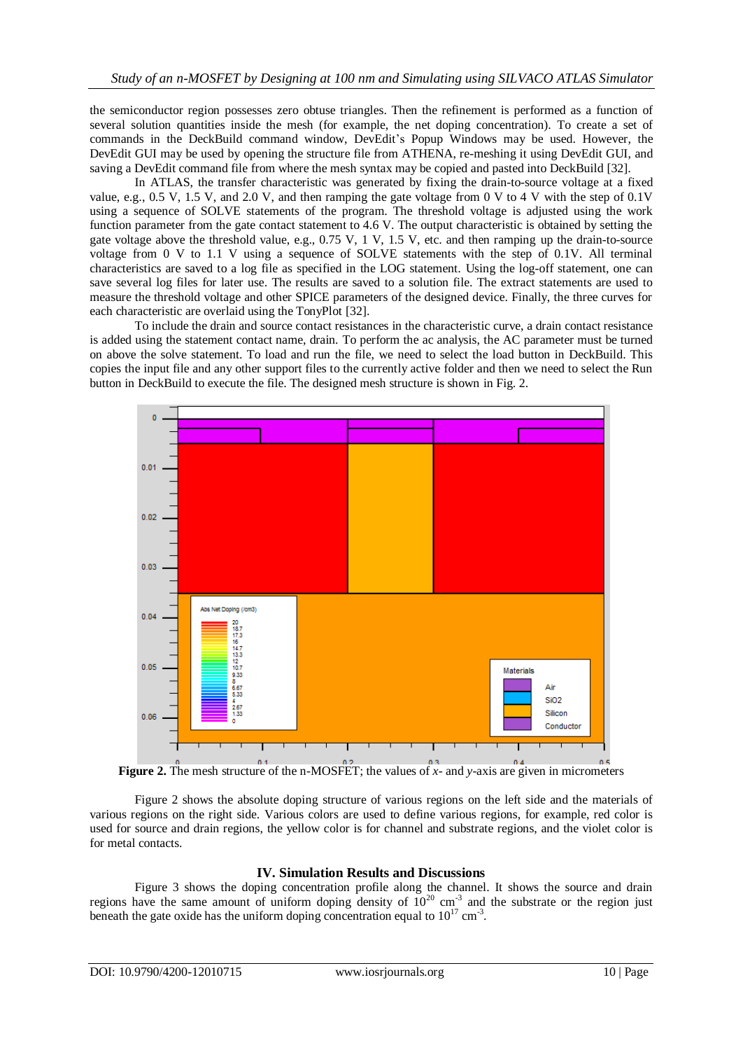the semiconductor region possesses zero obtuse triangles. Then the refinement is performed as a function of several solution quantities inside the mesh (for example, the net doping concentration). To create a set of commands in the DeckBuild command window, DevEdit's Popup Windows may be used. However, the DevEdit GUI may be used by opening the structure file from ATHENA, re-meshing it using DevEdit GUI, and saving a DevEdit command file from where the mesh syntax may be copied and pasted into DeckBuild [32].

In ATLAS, the transfer characteristic was generated by fixing the drain-to-source voltage at a fixed value, e.g., 0.5 V, 1.5 V, and 2.0 V, and then ramping the gate voltage from 0 V to 4 V with the step of 0.1V using a sequence of SOLVE statements of the program. The threshold voltage is adjusted using the work function parameter from the gate contact statement to 4.6 V. The output characteristic is obtained by setting the gate voltage above the threshold value, e.g., 0.75 V, 1 V, 1.5 V, etc. and then ramping up the drain-to-source voltage from 0 V to 1.1 V using a sequence of SOLVE statements with the step of 0.1V. All terminal characteristics are saved to a log file as specified in the LOG statement. Using the log-off statement, one can save several log files for later use. The results are saved to a solution file. The extract statements are used to measure the threshold voltage and other SPICE parameters of the designed device. Finally, the three curves for each characteristic are overlaid using the TonyPlot [32].

To include the drain and source contact resistances in the characteristic curve, a drain contact resistance is added using the statement contact name, drain. To perform the ac analysis, the AC parameter must be turned on above the solve statement. To load and run the file, we need to select the load button in DeckBuild. This copies the input file and any other support files to the currently active folder and then we need to select the Run button in DeckBuild to execute the file. The designed mesh structure is shown in Fig. 2.

**Figure 2.** The mesh structure of the n-MOSFET; the values of *x*- and *y*-axis are given in micrometers

Figure 2 shows the absolute doping structure of various regions on the left side and the materials of various regions on the right side. Various colors are used to define various regions, for example, red color is used for source and drain regions, the yellow color is for channel and substrate regions, and the violet color is for metal contacts.

## IV. Simulation Results and Discussions

Figure 3 shows the doping concentration profile along the channel. It shows the source and drain regions have the same amount of uniform doping density of $10^{20}$ $cm^{-3}$ and the substrate or the region just beneath the gate oxide has the uniform doping concentration equal to $10^{17}$ $cm^{-3}$.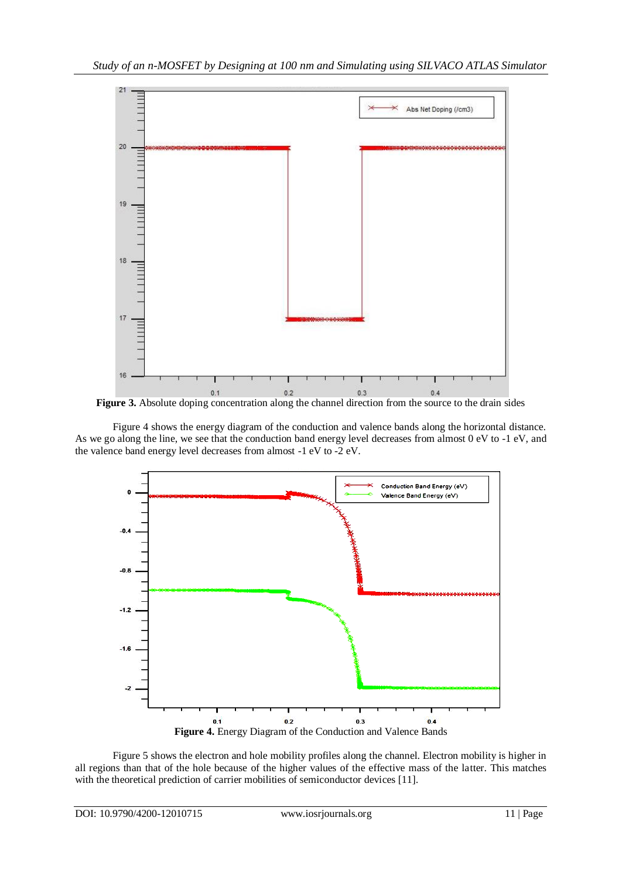**Figure 3.** Absolute doping concentration along the channel direction from the source to the drain sides

Figure 4 shows the energy diagram of the conduction and valence bands along the horizontal distance. As we go along the line, we see that the conduction band energy level decreases from almost 0 eV to -1 eV, and the valence band energy level decreases from almost -1 eV to -2 eV.

**Figure 4.** Energy Diagram of the Conduction and Valence Bands

Figure 5 shows the electron and hole mobility profiles along the channel. Electron mobility is higher in all regions than that of the hole because of the higher values of the effective mass of the latter. This matches with the theoretical prediction of carrier mobilities of semiconductor devices [11].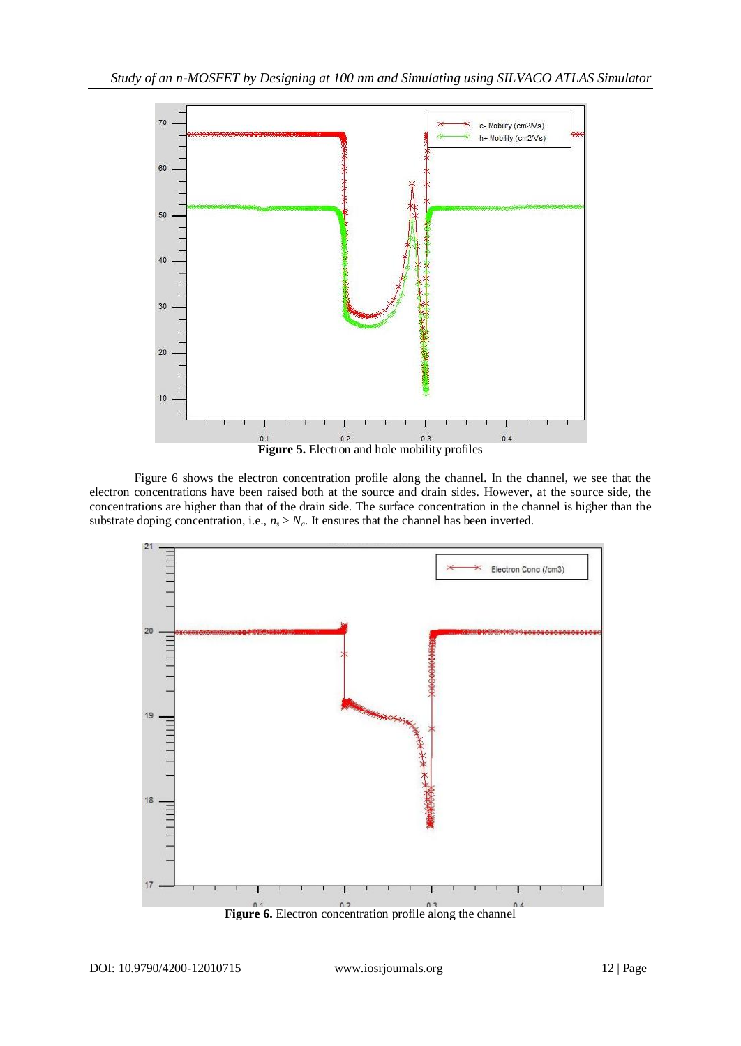**Figure 5.** Electron and hole mobility profiles

Figure 6 shows the electron concentration profile along the channel. In the channel, we see that the electron concentrations have been raised both at the source and drain sides. However, at the source side, the concentrations are higher than that of the drain side. The surface concentration in the channel is higher than the substrate doping concentration, i.e., $n_s > N_a$. It ensures that the channel has been inverted.

**Figure 6.** Electron concentration profile along the channel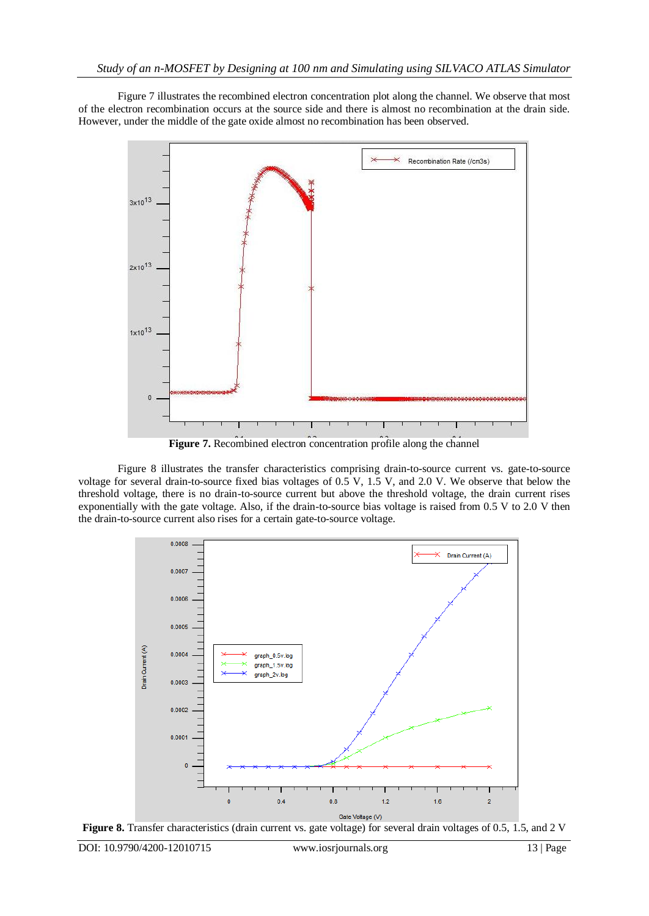Figure 7 illustrates the recombined electron concentration plot along the channel. We observe that most of the electron recombination occurs at the source side and there is almost no recombination at the drain side. However, under the middle of the gate oxide almost no recombination has been observed.

**Figure 7.** Recombined electron concentration profile along the channel

Figure 8 illustrates the transfer characteristics comprising drain-to-source current vs. gate-to-source voltage for several drain-to-source fixed bias voltages of 0.5 V, 1.5 V, and 2.0 V. We observe that below the threshold voltage, there is no drain-to-source current but above the threshold voltage, the drain current rises exponentially with the gate voltage. Also, if the drain-to-source bias voltage is raised from 0.5 V to 2.0 V then the drain-to-source current also rises for a certain gate-to-source voltage.

**Figure 8.** Transfer characteristics (drain current vs. gate voltage) for several drain voltages of 0.5, 1.5, and 2 V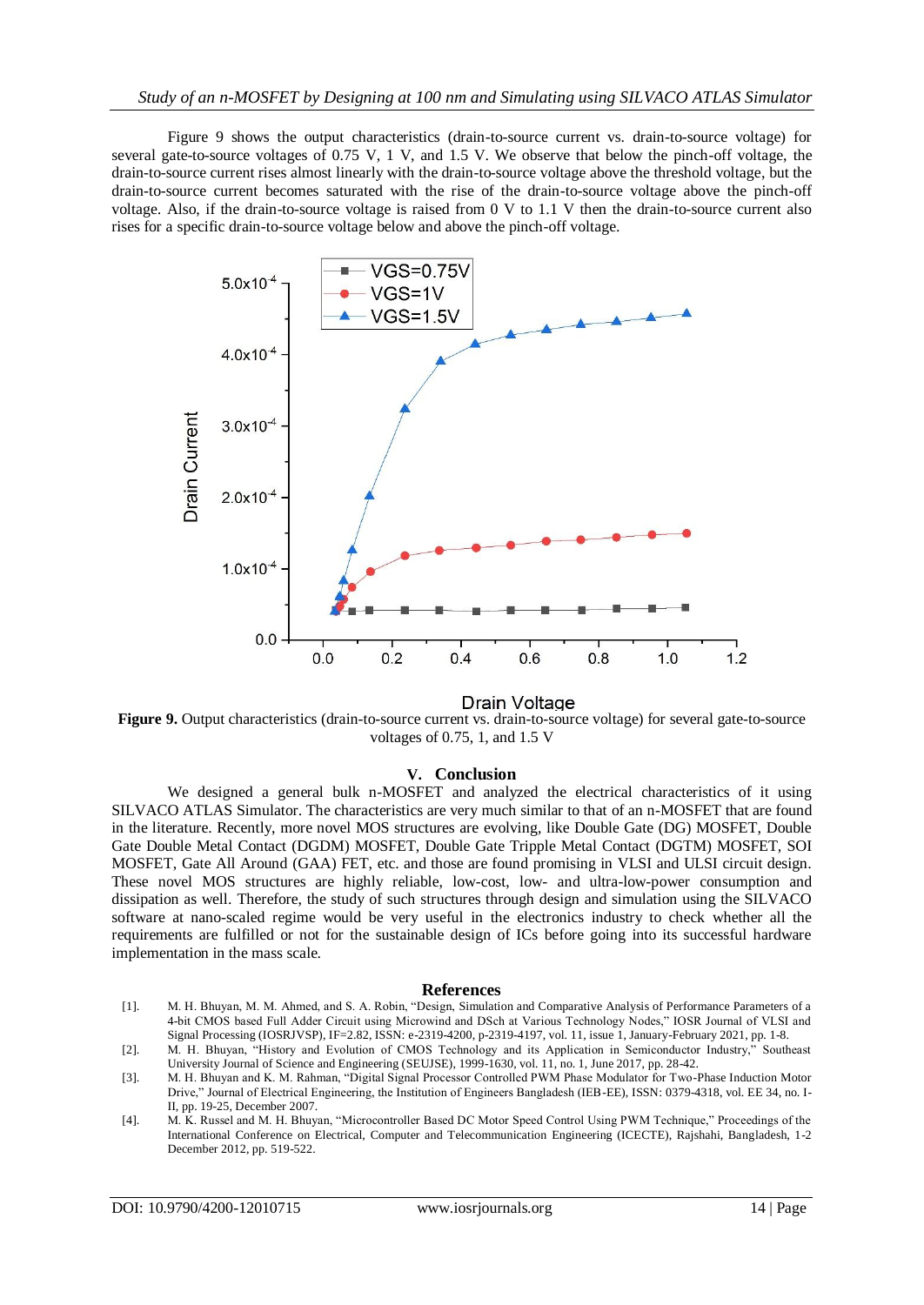Figure 9 shows the output characteristics (drain-to-source current vs. drain-to-source voltage) for several gate-to-source voltages of 0.75 V, 1 V, and 1.5 V. We observe that below the pinch-off voltage, the drain-to-source current rises almost linearly with the drain-to-source voltage above the threshold voltage, but the drain-to-source current becomes saturated with the rise of the drain-to-source voltage above the pinch-off voltage. Also, if the drain-to-source voltage is raised from 0 V to 1.1 V then the drain-to-source current also rises for a specific drain-to-source voltage below and above the pinch-off voltage.

**Figure 9.** Output characteristics (drain-to-source current vs. drain-to-source voltage) for several gate-to-source voltages of 0.75, 1, and 1.5 V

## V. Conclusion

We designed a general bulk n-MOSFET and analyzed the electrical characteristics of it using SILVACO ATLAS Simulator. The characteristics are very much similar to that of an n-MOSFET that are found in the literature. Recently, more novel MOS structures are evolving, like Double Gate (DG) MOSFET, Double Gate Double Metal Contact (DGDM) MOSFET, Double Gate Tripple Metal Contact (DGTM) MOSFET, SOI MOSFET, Gate All Around (GAA) FET, etc. and those are found promising in VLSI and ULSI circuit design. These novel MOS structures are highly reliable, low-cost, low- and ultra-low-power consumption and dissipation as well. Therefore, the study of such structures through design and simulation using the SILVACO software at nano-scaled regime would be very useful in the electronics industry to check whether all the requirements are fulfilled or not for the sustainable design of ICs before going into its successful hardware implementation in the mass scale.

## References

[1]. M. H. Bhuyan, M. M. Ahmed, and S. A. Robin, "Design, Simulation and Comparative Analysis of Performance Parameters of a 4-bit CMOS based Full Adder Circuit using Microwind and DSch at Various Technology Nodes," IOSR Journal of VLSI and Signal Processing (IOSRJVSP), IF=2.82, ISSN: e-2319-4200, p-2319-4197, vol. 11, issue 1, January-February 2021, pp. 1-8.

[2]. M. H. Bhuyan, "History and Evolution of CMOS Technology and its Application in Semiconductor Industry," Southeast University Journal of Science and Engineering (SEUJSE), 1999-1630, vol. 11, no. 1, June 2017, pp. 28-42.

[3]. M. H. Bhuyan and K. M. Rahman, "Digital Signal Processor Controlled PWM Phase Modulator for Two-Phase Induction Motor Drive," Journal of Electrical Engineering, the Institution of Engineers Bangladesh (IEB-EE), ISSN: 0379-4318, vol. EE 34, no. I-II, pp. 19-25, December 2007.

[4]. M. K. Russel and M. H. Bhuyan, "Microcontroller Based DC Motor Speed Control Using PWM Technique," Proceedings of the International Conference on Electrical, Computer and Telecommunication Engineering (ICECTE), Rajshahi, Bangladesh, 1-2 December 2012, pp. 519-522.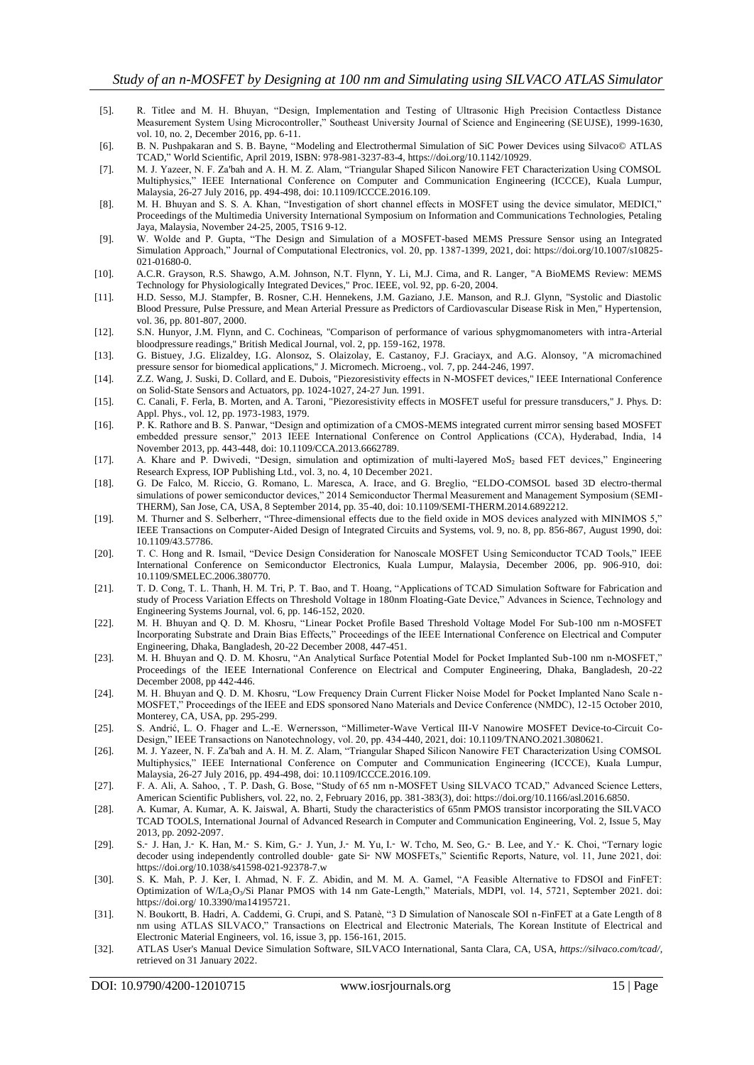[5]. R. Titlee and M. H. Bhuyan, “Design, Implementation and Testing of Ultrasonic High Precision Contactless Distance Measurement System Using Microcontroller,” Southeast University Journal of Science and Engineering (SEUJSE), 1999-1630, vol. 10, no. 2, December 2016, pp. 6-11.

[6]. B. N. Pushpakaran and S. B. Bayne, “Modeling and Electrothermal Simulation of SiC Power Devices using Silvaco© ATLAS TCAD,” World Scientific, April 2019, ISBN: 978-981-3237-83-4, https://doi.org/10.1142/10929.

[7]. M. J. Yazeer, N. F. Za'bah and A. H. M. Z. Alam, “Triangular Shaped Silicon Nanowire FET Characterization Using COMSOL Multiphysics,” IEEE International Conference on Computer and Communication Engineering (ICCCE), Kuala Lumpur, Malaysia, 26-27 July 2016, pp. 494-498, doi: 10.1109/ICCCE.2016.109.

[8]. M. H. Bhuyan and S. S. A. Khan, “Investigation of short channel effects in MOSFET using the device simulator, MEDICI,” Proceedings of the Multimedia University International Symposium on Information and Communications Technologies, Petaling Jaya, Malaysia, November 24-25, 2005, TS16 9-12.

[9]. W. Wolde and P. Gupta, “The Design and Simulation of a MOSFET-based MEMS Pressure Sensor using an Integrated Simulation Approach,” Journal of Computational Electronics, vol. 20, pp. 1387-1399, 2021, doi: https://doi.org/10.1007/s10825-021-01680-0.

[10]. A.C.R. Grayson, R.S. Shawgo, A.M. Johnson, N.T. Flynn, Y. Li, M.J. Cima, and R. Langer, "A BioMEMS Review: MEMS Technology for Physiologically Integrated Devices," Proc. IEEE, vol. 92, pp. 6-20, 2004.

[11]. H.D. Sesso, M.J. Stampfer, B. Rosner, C.H. Hennekens, J.M. Gaziano, J.E. Manson, and R.J. Glynn, "Systolic and Diastolic Blood Pressure, Pulse Pressure, and Mean Arterial Pressure as Predictors of Cardiovascular Disease Risk in Men," Hypertension, vol. 36, pp. 801-807, 2000.

[12]. S.N. Hunyor, J.M. Flynn, and C. Cochineas, "Comparison of performance of various sphygmomanometers with intra-Arterial bloodpressure readings," British Medical Journal, vol. 2, pp. 159-162, 1978.

[13]. G. Bistuey, J.G. Elizaldey, I.G. Alonsoz, S. Olaizolay, E. Castanoy, F.J. Graciayx, and A.G. Alonsoy, "A micromachined pressure sensor for biomedical applications," J. Micromech. Microeng., vol. 7, pp. 244-246, 1997.

[14]. Z.Z. Wang, J. Suski, D. Collard, and E. Dubois, "Piezoresistivity effects in N-MOSFET devices," IEEE International Conference on Solid-State Sensors and Actuators, pp. 1024-1027, 24-27 Jun. 1991.

[15]. C. Canali, F. Ferla, B. Morten, and A. Taroni, "Piezoresistivity effects in MOSFET useful for pressure transducers," J. Phys. D: Appl. Phys., vol. 12, pp. 1973-1983, 1979.

[16]. P. K. Rathore and B. S. Panwar, “Design and optimization of a CMOS-MEMS integrated current mirror sensing based MOSFET embedded pressure sensor,” 2013 IEEE International Conference on Control Applications (CCA), Hyderabad, India, 14 November 2013, pp. 443-448, doi: 10.1109/CCA.2013.6662789.

[17]. A. Khare and P. Dwivedi, “Design, simulation and optimization of multi-layered $MoS_2$ based FET devices,” Engineering Research Express, IOP Publishing Ltd., vol. 3, no. 4, 10 December 2021.

[18]. G. De Falco, M. Riccio, G. Romano, L. Maresca, A. Irace, and G. Breglio, “ELDO-COMSOL based 3D electro-thermal simulations of power semiconductor devices,” 2014 Semiconductor Thermal Measurement and Management Symposium (SEMI-THERM), San Jose, CA, USA, 8 September 2014, pp. 35-40, doi: 10.1109/SEMI-THERM.2014.6892212.

[19]. M. Thurner and S. Selberherr, “Three-dimensional effects due to the field oxide in MOS devices analyzed with MINIMOS 5,” IEEE Transactions on Computer-Aided Design of Integrated Circuits and Systems, vol. 9, no. 8, pp. 856-867, August 1990, doi: 10.1109/43.57786.

[20]. T. C. Hong and R. Ismail, “Device Design Consideration for Nanoscale MOSFET Using Semiconductor TCAD Tools,” IEEE International Conference on Semiconductor Electronics, Kuala Lumpur, Malaysia, December 2006, pp. 906-910, doi: 10.1109/SMELEC.2006.380770.

[21]. T. D. Cong, T. L. Thanh, H. M. Tri, P. T. Bao, and T. Hoang, “Applications of TCAD Simulation Software for Fabrication and study of Process Variation Effects on Threshold Voltage in 180nm Floating-Gate Device,” Advances in Science, Technology and Engineering Systems Journal, vol. 6, pp. 146-152, 2020.

[22]. M. H. Bhuyan and Q. D. M. Khosru, “Linear Pocket Profile Based Threshold Voltage Model For Sub-100 nm n-MOSFET Incorporating Substrate and Drain Bias Effects,” Proceedings of the IEEE International Conference on Electrical and Computer Engineering, Dhaka, Bangladesh, 20-22 December 2008, 447-451.

[23]. M. H. Bhuyan and Q. D. M. Khosru, “An Analytical Surface Potential Model for Pocket Implanted Sub-100 nm n-MOSFET,” Proceedings of the IEEE International Conference on Electrical and Computer Engineering, Dhaka, Bangladesh, 20-22 December 2008, pp 442-446.

[24]. M. H. Bhuyan and Q. D. M. Khosru, “Low Frequency Drain Current Flicker Noise Model for Pocket Implanted Nano Scale n-MOSFET,” Proceedings of the IEEE and EDS sponsored Nano Materials and Device Conference (NMDC), 12-15 October 2010, Monterey, CA, USA, pp. 295-299.

[25]. S. Andrić, L. O. Fhager and L.-E. Wernersson, “Millimeter-Wave Vertical III-V Nanowire MOSFET Device-to-Circuit Co-Design,” IEEE Transactions on Nanotechnology, vol. 20, pp. 434-440, 2021, doi: 10.1109/TNANO.2021.3080621.

[26]. M. J. Yazeer, N. F. Za'bah and A. H. M. Z. Alam, “Triangular Shaped Silicon Nanowire FET Characterization Using COMSOL Multiphysics,” IEEE International Conference on Computer and Communication Engineering (ICCCE), Kuala Lumpur, Malaysia, 26-27 July 2016, pp. 494-498, doi: 10.1109/ICCCE.2016.109.

[27]. F. A. Ali, A. Sahoo, , T. P. Dash, G. Bose, “Study of 65 nm n-MOSFET Using SILVACO TCAD,” Advanced Science Letters, American Scientific Publishers, vol. 22, no. 2, February 2016, pp. 381-383(3), doi: https://doi.org/10.1166/asl.2016.6850.

[28]. A. Kumar, A. Kumar, A. K. Jaiswal, A. Bharti, Study the characteristics of 65nm PMOS transistor incorporating the SILVACO TCAD TOOLS, International Journal of Advanced Research in Computer and Communication Engineering, Vol. 2, Issue 5, May 2013, pp. 2092-2097.

[29]. S.‑ J. Han, J.‑ K. Han, M.‑ S. Kim, G.‑ J. Yun, J.‑ M. Yu, I.‑ W. Tcho, M. Seo, G.‑ B. Lee, and Y.‑ K. Choi, “Ternary logic decoder using independently controlled double‑ gate Si‑ NW MOSFETs,” Scientific Reports, Nature, vol. 11, June 2021, doi: https://doi.org/10.1038/s41598-021-92378-7.w

[30]. S. K. Mah, P. J. Ker, I. Ahmad, N. F. Z. Abidin, and M. M. A. Gamel, “A Feasible Alternative to FDSOI and FinFET: Optimization of $W/La_2O_3/Si$ Planar PMOS with 14 nm Gate-Length,” Materials, MDPI, vol. 14, 5721, September 2021. doi: https://doi.org/ 10.3390/ma14195721.

[31]. N. Boukortt, B. Hadri, A. Caddemi, G. Crupi, and S. Patanè, “3 D Simulation of Nanoscale SOI n-FinFET at a Gate Length of 8 nm using ATLAS SILVACO,” Transactions on Electrical and Electronic Materials, The Korean Institute of Electrical and Electronic Material Engineers, vol. 16, issue 3, pp. 156-161, 2015.

[32]. ATLAS User's Manual Device Simulation Software, SILVACO International, Santa Clara, CA, USA, *https://silvaco.com/tcad/*, retrieved on 31 January 2022.